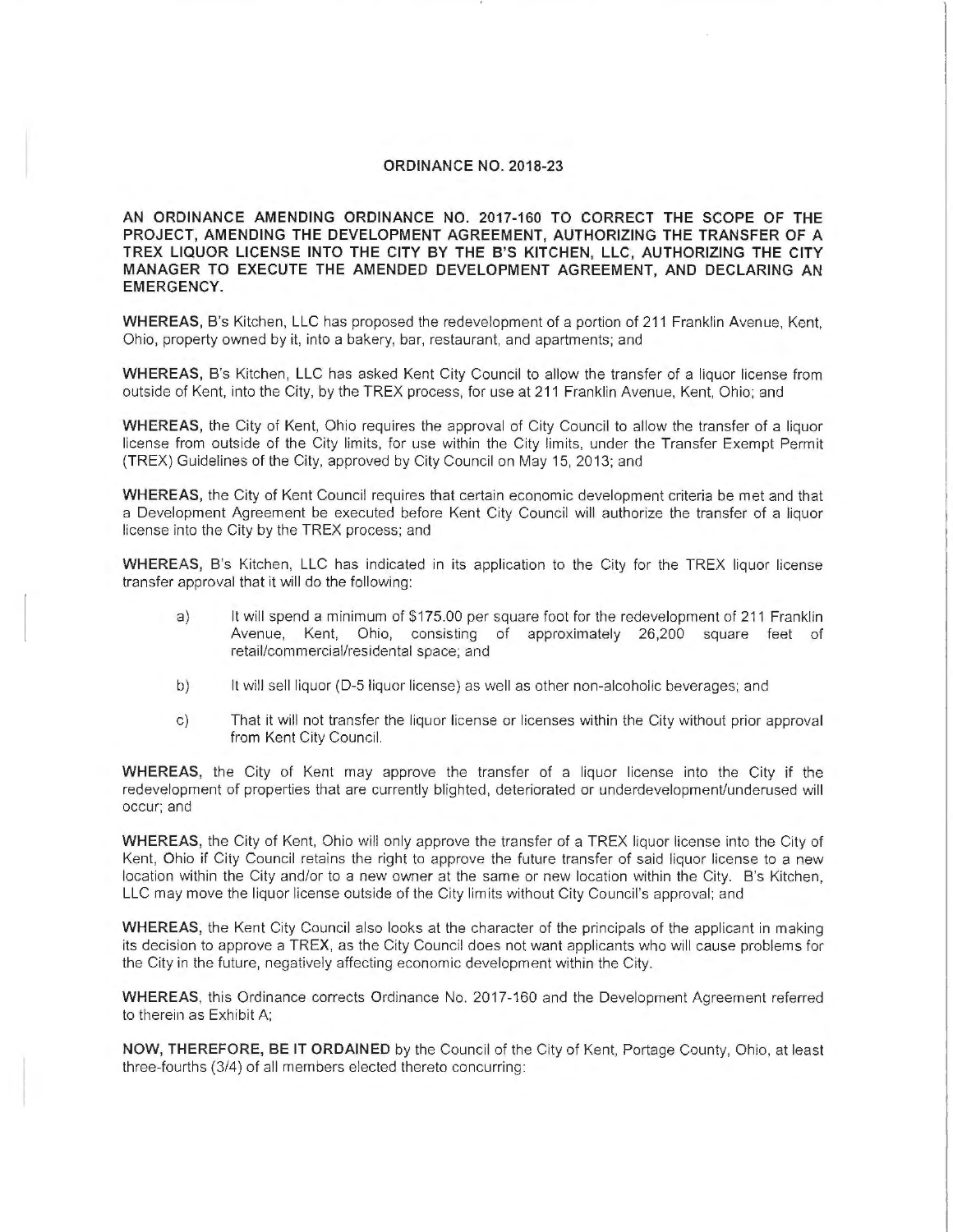## ORDINANCE NO. 2018-23

**AN ORDINANCE AMENDING ORDINANCE NO. 2017-160 TO CORRECT THE SCOPE OF THE PROJECT, AMENDING THE DEVELOPMENT AGREEMENT, AUTHORIZING THE TRANSFER OF A TREX LIQUOR LICENSE INTO THE CITY BY THE B'S KITCHEN, LLC, AUTHORIZING THE CITY MANAGER TO EXECUTE THE AMENDED DEVELOPMENT AGREEMENT, AND DECLARING AN EMERGENCY.**

**WHEREAS,** B's Kitchen, LLC has proposed the redevelopment of a portion of 211 Franklin Avenue, Kent, Ohio, property owned by it, into a bakery, bar, restaurant, and apartments; and

**WHEREAS,** B's Kitchen, LLC has asked Kent City Council to allow the transfer of a liquor license from outside of Kent, into the City, by the TREX process, for use at 211 Franklin Avenue, Kent, Ohio; and

**WHEREAS,** the City of Kent, Ohio requires the approval of City Council to allow the transfer of a liquor license from outside of the City limits, for use within the City limits, under the Transfer Exempt Permit (TREX) Guidelines of the City, approved by City Council on May 15, 2013; and

**WHEREAS,** the City of Kent Council requires that certain economic development criteria be met and that a Development Agreement be executed before Kent City Council will authorize the transfer of a liquor license into the City by the TREX process; and

**WHEREAS,** B's Kitchen, LLC has indicated in its application to the City for the TREX liquor license transfer approval that it will do the following:

a) It will spend a minimum of $175.00 per square foot for the redevelopment of 211 Franklin Avenue, Kent, Ohio, consisting of approximately 26,200 square feet of retail/commercial/residental space; and

b) It will sell liquor (D-5 liquor license) as well as other non-alcoholic beverages; and

c) That it will not transfer the liquor license or licenses within the City without prior approval from Kent City Council.

**WHEREAS,** the City of Kent may approve the transfer of a liquor license into the City if the redevelopment of properties that are currently blighted, deteriorated or underdevelopment/underused will occur; and

**WHEREAS,** the City of Kent, Ohio will only approve the transfer of a TREX liquor license into the City of Kent, Ohio if City Council retains the right to approve the future transfer of said liquor license to a new location within the City and/or to a new owner at the same or new location within the City. B's Kitchen, LLC may move the liquor license outside of the City limits without City Council's approval; and

**WHEREAS,** the Kent City Council also looks at the character of the principals of the applicant in making its decision to approve a TREX, as the City Council does not want applicants who will cause problems for the City in the future, negatively affecting economic development within the City.

**WHEREAS,** this Ordinance corrects Ordinance No. 2017-160 and the Development Agreement referred to therein as Exhibit A;

**NOW, THEREFORE, BE IT ORDAINED** by the Council of the City of Kent, Portage County, Ohio, at least three-fourths (3/4) of all members elected thereto concurring: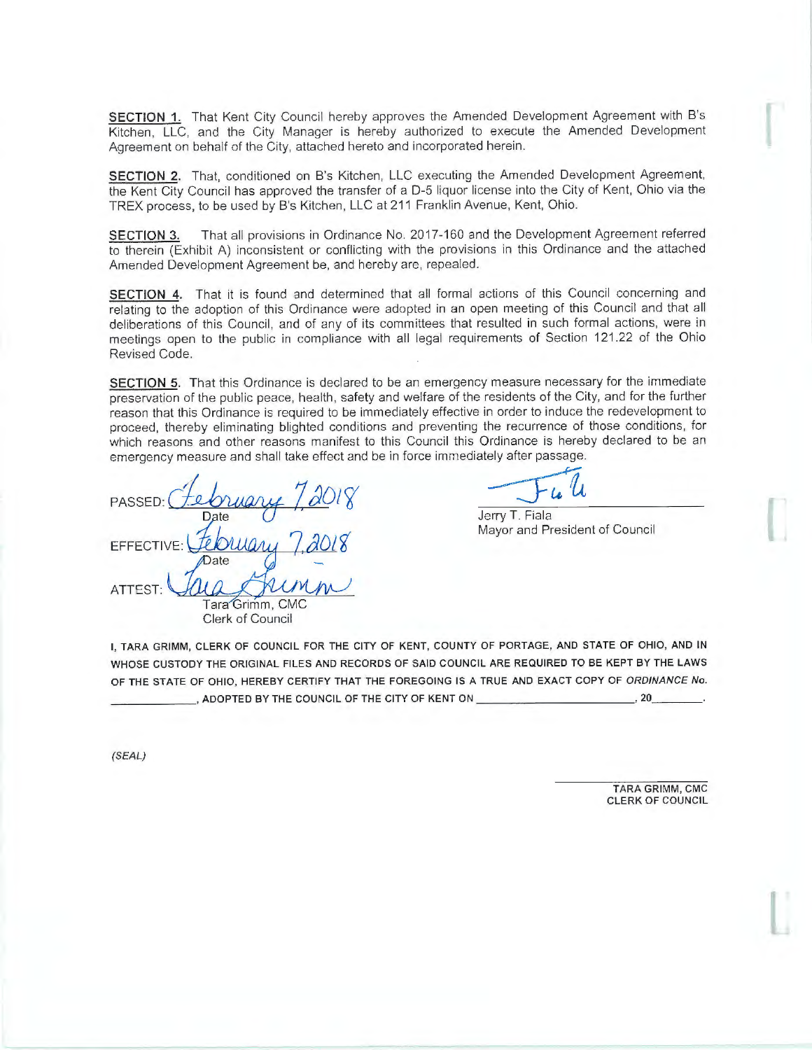**SECTION 1.** That Kent City Council hereby approves the Amended Development Agreement with B's Kitchen, LLC, and the City Manager is hereby authorized to execute the Amended Development Agreement on behalf of the City, attached hereto and incorporated herein.

**SECTION 2.** That, conditioned on B's Kitchen, LLC executing the Amended Development Agreement, the Kent City Council has approved the transfer of a D-5 liquor license into the City of Kent, Ohio via the TREX process, to be used by B's Kitchen, LLC at 211 Franklin Avenue, Kent, Ohio.

**SECTION 3.** That all provisions in Ordinance No. 2017-160 and the Development Agreement referred to therein (Exhibit A) inconsistent or conflicting with the provisions in this Ordinance and the attached Amended Development Agreement be, and hereby are, repealed.

**SECTION 4.** That it is found and determined that all formal actions of this Council concerning and relating to the adoption of this Ordinance were adopted in an open meeting of this Council and that all deliberations of this Council, and of any of its committees that resulted in such formal actions, were in meetings open to the public in compliance with all legal requirements of Section 121.22 of the Ohio Revised Code.

**SECTION 5.** That this Ordinance is declared to be an emergency measure necessary for the immediate preservation of the public peace, health, safety and welfare of the residents of the City, and for the further reason that this Ordinance is required to be immediately effective in order to induce the redevelopment to proceed, thereby eliminating blighted conditions and preventing the recurrence of those conditions, for which reasons and other reasons manifest to this Council this Ordinance is hereby declared to be an emergency measure and shall take effect and be in force immediately after passage.

PASSED: February 7, 2018
Date

EFFECTIVE: February 7, 2018
Date

ATTEST: Tara Grimm
Tara Grimm, CMC
Clerk of Council

Jerry T. Fiala
Mayor and President of Council

I, TARA GRIMM, CLERK OF COUNCIL FOR THE CITY OF KENT, COUNTY OF PORTAGE, AND STATE OF OHIO, AND IN WHOSE CUSTODY THE ORIGINAL FILES AND RECORDS OF SAID COUNCIL ARE REQUIRED TO BE KEPT BY THE LAWS OF THE STATE OF OHIO, HEREBY CERTIFY THAT THE FOREGOING IS A TRUE AND EXACT COPY OF *ORDINANCE No.* \_\_\_\_\_\_\_\_\_\_, ADOPTED BY THE COUNCIL OF THE CITY OF KENT ON \_\_\_\_\_\_\_\_\_\_\_\_\_\_\_\_, 20\_\_\_\_\_.

*(SEAL)*

TARA GRIMM, CMC
CLERK OF COUNCIL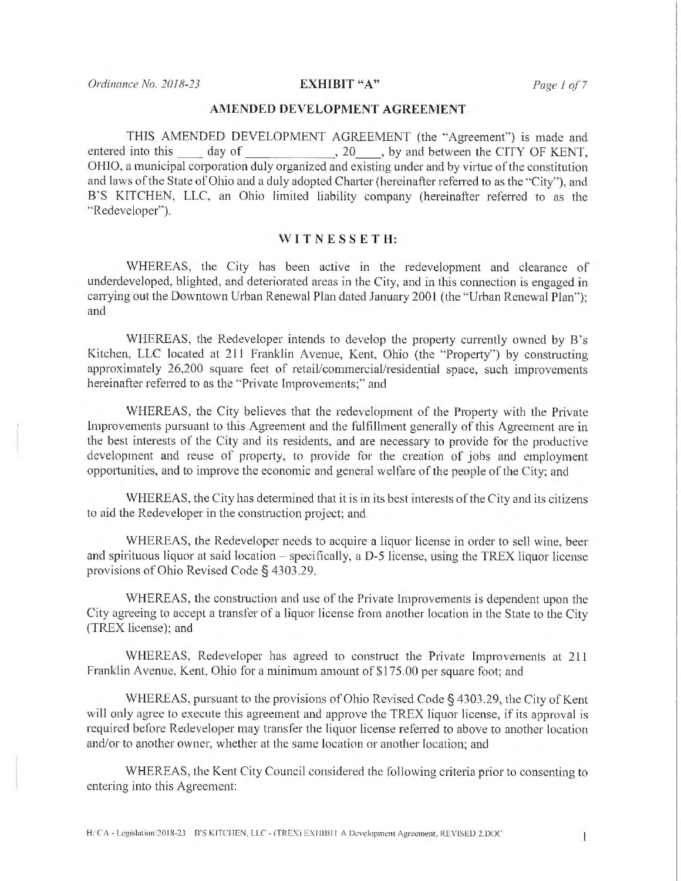**EXHIBIT "A"**

## AMENDED DEVELOPMENT AGREEMENT

THIS AMENDED DEVELOPMENT AGREEMENT (the "Agreement") is made and entered into this ____ day of _____________, 20____, by and between the CITY OF KENT, OHIO, a municipal corporation duly organized and existing under and by virtue of the constitution and laws of the State of Ohio and a duly adopted Charter (hereinafter referred to as the "City"), and B'S KITCHEN, LLC, an Ohio limited liability company (hereinafter referred to as the "Redeveloper").

**W I T N E S S E T H:**

WHEREAS, the City has been active in the redevelopment and clearance of underdeveloped, blighted, and deteriorated areas in the City, and in this connection is engaged in carrying out the Downtown Urban Renewal Plan dated January 2001 (the "Urban Renewal Plan"); and

WHEREAS, the Redeveloper intends to develop the property currently owned by B's Kitchen, LLC located at 211 Franklin Avenue, Kent, Ohio (the "Property") by constructing approximately 26,200 square feet of retail/commercial/residential space, such improvements hereinafter referred to as the "Private Improvements;" and

WHEREAS, the City believes that the redevelopment of the Property with the Private Improvements pursuant to this Agreement and the fulfillment generally of this Agreement are in the best interests of the City and its residents, and are necessary to provide for the productive development and reuse of property, to provide for the creation of jobs and employment opportunities, and to improve the economic and general welfare of the people of the City; and

WHEREAS, the City has determined that it is in its best interests of the City and its citizens to aid the Redeveloper in the construction project; and

WHEREAS, the Redeveloper needs to acquire a liquor license in order to sell wine, beer and spirituous liquor at said location – specifically, a D-5 license, using the TREX liquor license provisions of Ohio Revised Code § 4303.29.

WHEREAS, the construction and use of the Private Improvements is dependent upon the City agreeing to accept a transfer of a liquor license from another location in the State to the City (TREX license); and

WHEREAS, Redeveloper has agreed to construct the Private Improvements at 211 Franklin Avenue, Kent, Ohio for a minimum amount of $175.00 per square foot; and

WHEREAS, pursuant to the provisions of Ohio Revised Code § 4303.29, the City of Kent will only agree to execute this agreement and approve the TREX liquor license, if its approval is required before Redeveloper may transfer the liquor license referred to above to another location and/or to another owner, whether at the same location or another location; and

WHEREAS, the Kent City Council considered the following criteria prior to consenting to entering into this Agreement: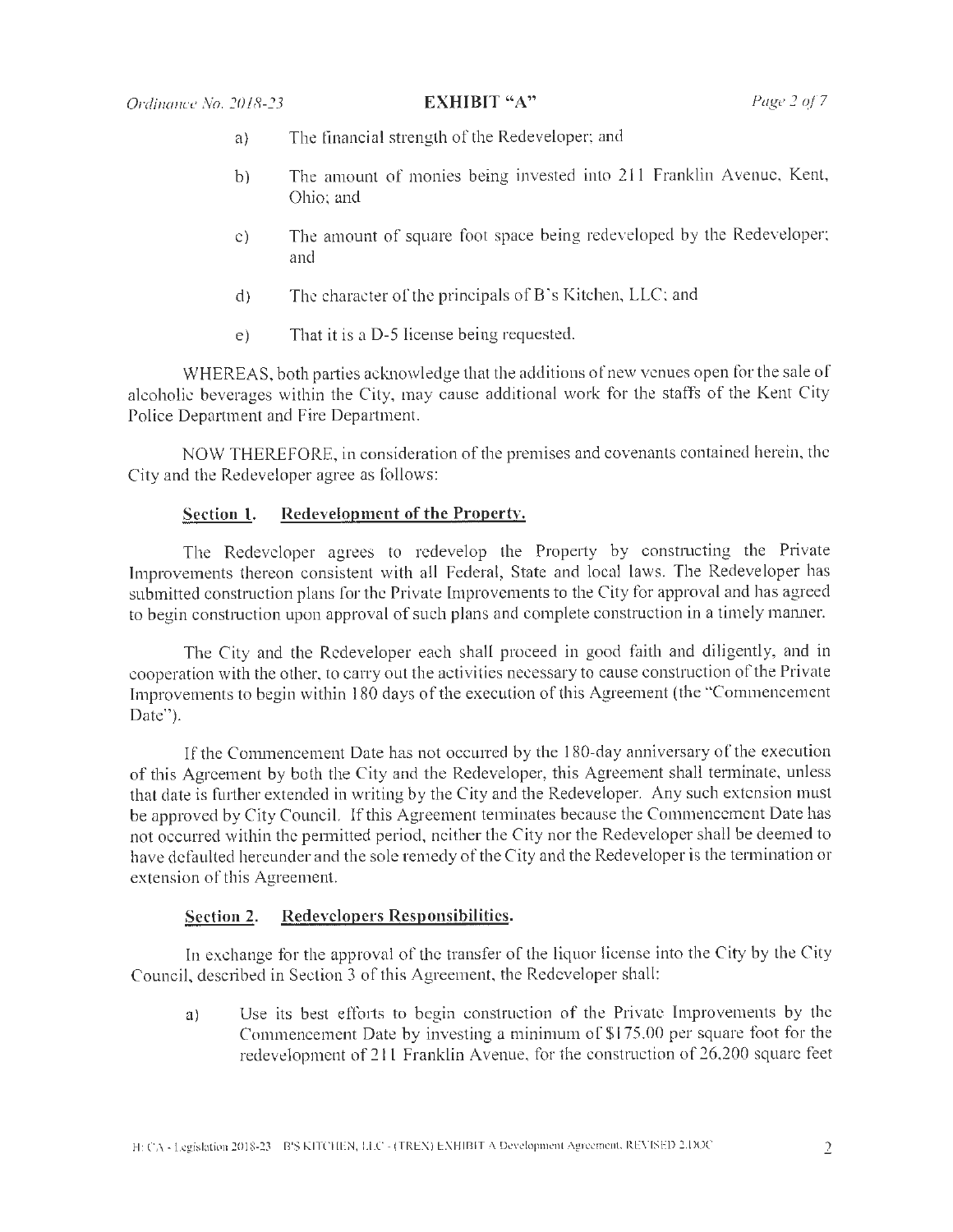a) The financial strength of the Redeveloper; and

b) The amount of monies being invested into 211 Franklin Avenue, Kent, Ohio; and

c) The amount of square foot space being redeveloped by the Redeveloper; and

d) The character of the principals of B's Kitchen, LLC; and

e) That it is a D-5 license being requested.

WHEREAS, both parties acknowledge that the additions of new venues open for the sale of alcoholic beverages within the City, may cause additional work for the staffs of the Kent City Police Department and Fire Department.

NOW THEREFORE, in consideration of the premises and covenants contained herein, the City and the Redeveloper agree as follows:

**Section 1. Redevelopment of the Property.**

The Redeveloper agrees to redevelop the Property by constructing the Private Improvements thereon consistent with all Federal, State and local laws. The Redeveloper has submitted construction plans for the Private Improvements to the City for approval and has agreed to begin construction upon approval of such plans and complete construction in a timely manner.

The City and the Redeveloper each shall proceed in good faith and diligently, and in cooperation with the other, to carry out the activities necessary to cause construction of the Private Improvements to begin within 180 days of the execution of this Agreement (the "Commencement Date").

If the Commencement Date has not occurred by the 180-day anniversary of the execution of this Agreement by both the City and the Redeveloper, this Agreement shall terminate, unless that date is further extended in writing by the City and the Redeveloper. Any such extension must be approved by City Council. If this Agreement terminates because the Commencement Date has not occurred within the permitted period, neither the City nor the Redeveloper shall be deemed to have defaulted hereunder and the sole remedy of the City and the Redeveloper is the termination or extension of this Agreement.

**Section 2. Redevelopers Responsibilities.**

In exchange for the approval of the transfer of the liquor license into the City by the City Council, described in Section 3 of this Agreement, the Redeveloper shall:

a) Use its best efforts to begin construction of the Private Improvements by the Commencement Date by investing a minimum of $175.00 per square foot for the redevelopment of 211 Franklin Avenue, for the construction of 26,200 square feet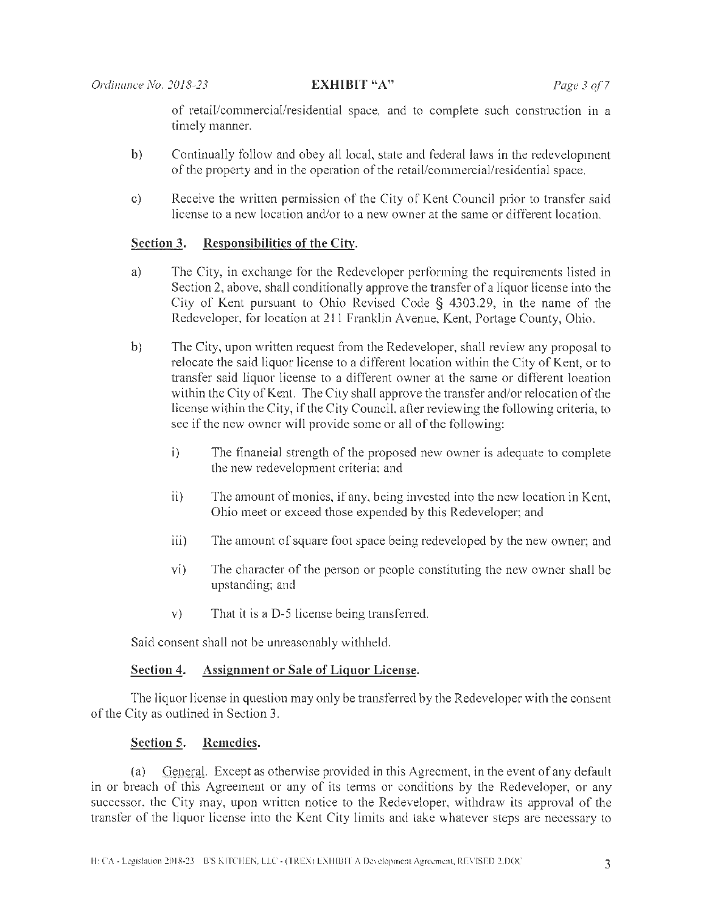of retail/commercial/residential space, and to complete such construction in a timely manner.

b) Continually follow and obey all local, state and federal laws in the redevelopment of the property and in the operation of the retail/commercial/residential space.

c) Receive the written permission of the City of Kent Council prior to transfer said license to a new location and/or to a new owner at the same or different location.

**Section 3. Responsibilities of the City.**

a) The City, in exchange for the Redeveloper performing the requirements listed in Section 2, above, shall conditionally approve the transfer of a liquor license into the City of Kent pursuant to Ohio Revised Code § 4303.29, in the name of the Redeveloper, for location at 211 Franklin Avenue, Kent, Portage County, Ohio.

b) The City, upon written request from the Redeveloper, shall review any proposal to relocate the said liquor license to a different location within the City of Kent, or to transfer said liquor license to a different owner at the same or different location within the City of Kent. The City shall approve the transfer and/or relocation of the license within the City, if the City Council, after reviewing the following criteria, to see if the new owner will provide some or all of the following:

   i) The financial strength of the proposed new owner is adequate to complete the new redevelopment criteria; and

   ii) The amount of monies, if any, being invested into the new location in Kent, Ohio meet or exceed those expended by this Redeveloper; and

   iii) The amount of square foot space being redeveloped by the new owner; and

   vi) The character of the person or people constituting the new owner shall be upstanding; and

   v) That it is a D-5 license being transferred.

Said consent shall not be unreasonably withheld.

**Section 4. Assignment or Sale of Liquor License.**

The liquor license in question may only be transferred by the Redeveloper with the consent of the City as outlined in Section 3.

**Section 5. Remedies.**

(a) General. Except as otherwise provided in this Agreement, in the event of any default in or breach of this Agreement or any of its terms or conditions by the Redeveloper, or any successor, the City may, upon written notice to the Redeveloper, withdraw its approval of the transfer of the liquor license into the Kent City limits and take whatever steps are necessary to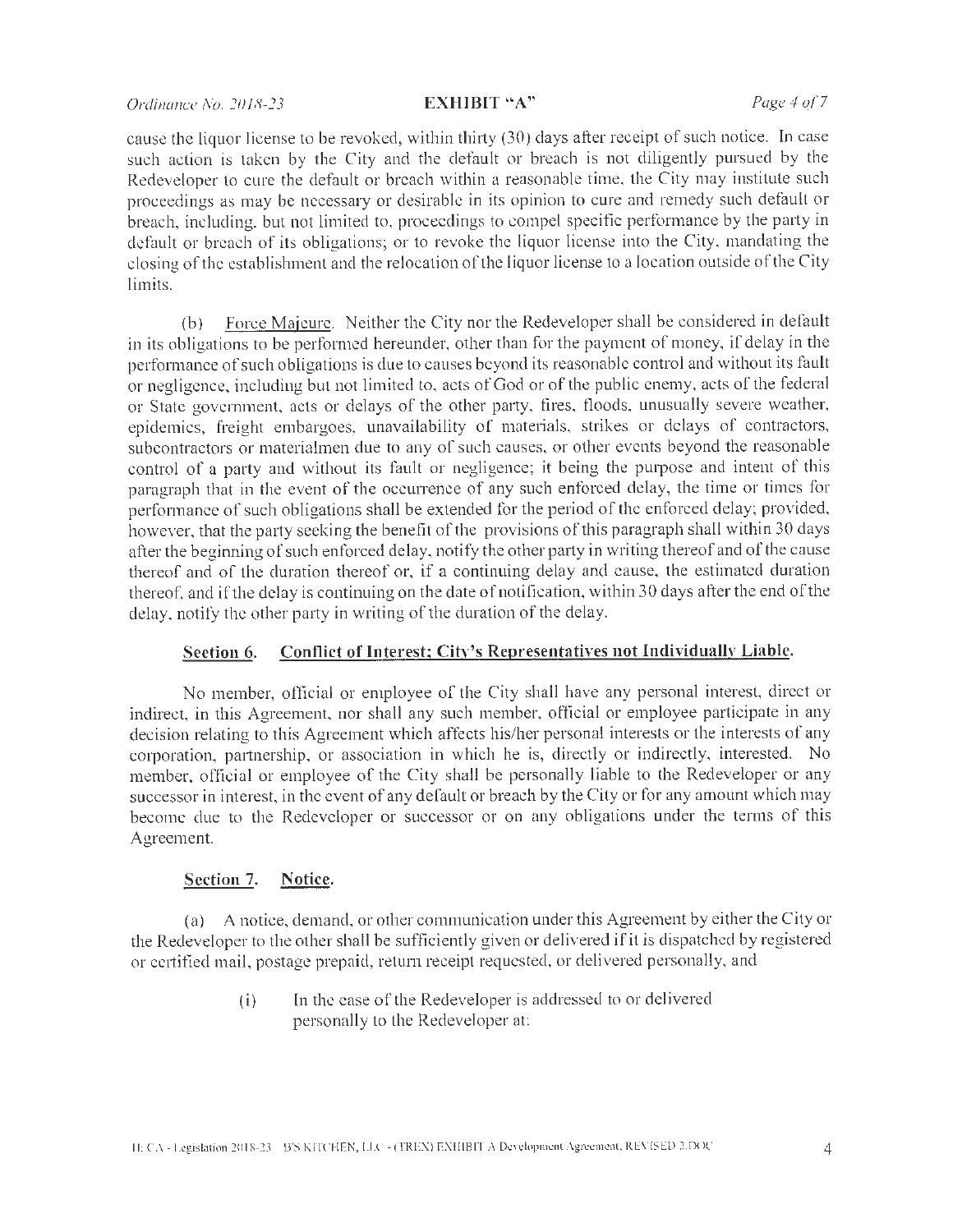cause the liquor license to be revoked, within thirty (30) days after receipt of such notice. In case such action is taken by the City and the default or breach is not diligently pursued by the Redeveloper to cure the default or breach within a reasonable time, the City may institute such proceedings as may be necessary or desirable in its opinion to cure and remedy such default or breach, including, but not limited to, proceedings to compel specific performance by the party in default or breach of its obligations; or to revoke the liquor license into the City, mandating the closing of the establishment and the relocation of the liquor license to a location outside of the City limits.

(b) Force Majeure. Neither the City nor the Redeveloper shall be considered in default in its obligations to be performed hereunder, other than for the payment of money, if delay in the performance of such obligations is due to causes beyond its reasonable control and without its fault or negligence, including but not limited to, acts of God or of the public enemy, acts of the federal or State government, acts or delays of the other party, fires, floods, unusually severe weather, epidemics, freight embargoes, unavailability of materials, strikes or delays of contractors, subcontractors or materialmen due to any of such causes, or other events beyond the reasonable control of a party and without its fault or negligence; it being the purpose and intent of this paragraph that in the event of the occurrence of any such enforced delay, the time or times for performance of such obligations shall be extended for the period of the enforced delay; provided, however, that the party seeking the benefit of the provisions of this paragraph shall within 30 days after the beginning of such enforced delay, notify the other party in writing thereof and of the cause thereof and of the duration thereof or, if a continuing delay and cause, the estimated duration thereof, and if the delay is continuing on the date of notification, within 30 days after the end of the delay, notify the other party in writing of the duration of the delay.

## Section 6. Conflict of Interest; City's Representatives not Individually Liable.

No member, official or employee of the City shall have any personal interest, direct or indirect, in this Agreement, nor shall any such member, official or employee participate in any decision relating to this Agreement which affects his/her personal interests or the interests of any corporation, partnership, or association in which he is, directly or indirectly, interested. No member, official or employee of the City shall be personally liable to the Redeveloper or any successor in interest, in the event of any default or breach by the City or for any amount which may become due to the Redeveloper or successor or on any obligations under the terms of this Agreement.

## Section 7. Notice.

(a) A notice, demand, or other communication under this Agreement by either the City or the Redeveloper to the other shall be sufficiently given or delivered if it is dispatched by registered or certified mail, postage prepaid, return receipt requested, or delivered personally, and

> (i) In the case of the Redeveloper is addressed to or delivered personally to the Redeveloper at: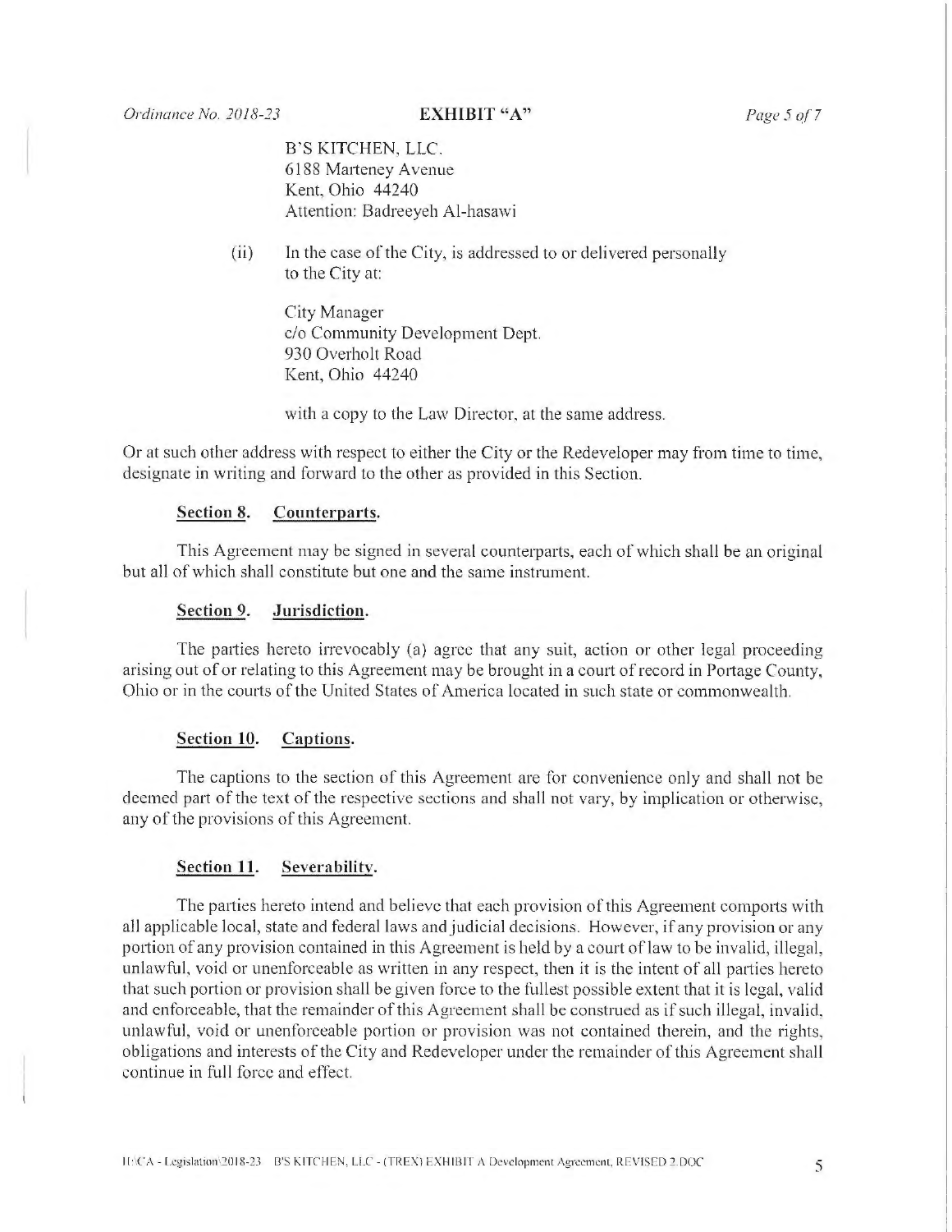B'S KITCHEN, LLC.
6188 Marteney Avenue
Kent, Ohio 44240
Attention: Badreeyeh Al-hasawi

(ii) In the case of the City, is addressed to or delivered personally to the City at:

City Manager
c/o Community Development Dept.
930 Overholt Road
Kent, Ohio 44240

with a copy to the Law Director, at the same address.

Or at such other address with respect to either the City or the Redeveloper may from time to time, designate in writing and forward to the other as provided in this Section.

**Section 8. Counterparts.**

This Agreement may be signed in several counterparts, each of which shall be an original but all of which shall constitute but one and the same instrument.

**Section 9. Jurisdiction.**

The parties hereto irrevocably (a) agree that any suit, action or other legal proceeding arising out of or relating to this Agreement may be brought in a court of record in Portage County, Ohio or in the courts of the United States of America located in such state or commonwealth.

**Section 10. Captions.**

The captions to the section of this Agreement are for convenience only and shall not be deemed part of the text of the respective sections and shall not vary, by implication or otherwise, any of the provisions of this Agreement.

**Section 11. Severability.**

The parties hereto intend and believe that each provision of this Agreement comports with all applicable local, state and federal laws and judicial decisions. However, if any provision or any portion of any provision contained in this Agreement is held by a court of law to be invalid, illegal, unlawful, void or unenforceable as written in any respect, then it is the intent of all parties hereto that such portion or provision shall be given force to the fullest possible extent that it is legal, valid and enforceable, that the remainder of this Agreement shall be construed as if such illegal, invalid, unlawful, void or unenforceable portion or provision was not contained therein, and the rights, obligations and interests of the City and Redeveloper under the remainder of this Agreement shall continue in full force and effect.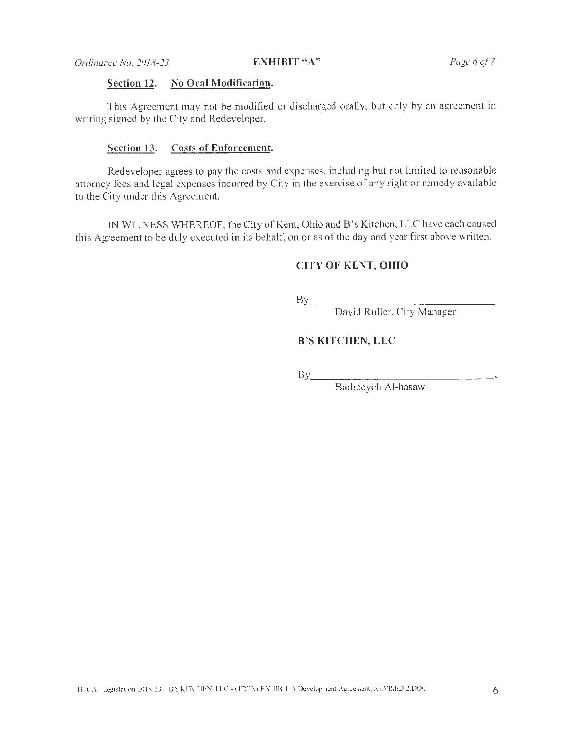**Section 12. No Oral Modification.**

This Agreement may not be modified or discharged orally, but only by an agreement in writing signed by the City and Redeveloper.

**Section 13. Costs of Enforcement.**

Redeveloper agrees to pay the costs and expenses, including but not limited to reasonable attorney fees and legal expenses incurred by City in the exercise of any right or remedy available to the City under this Agreement.

IN WITNESS WHEREOF, the City of Kent, Ohio and B's Kitchen, LLC have each caused this Agreement to be duly executed in its behalf, on or as of the day and year first above written.

**CITY OF KENT, OHIO**

By ______________________________
David Ruller, City Manager

**B'S KITCHEN, LLC**

By ______________________________,
Badreeyeh Al-hasawi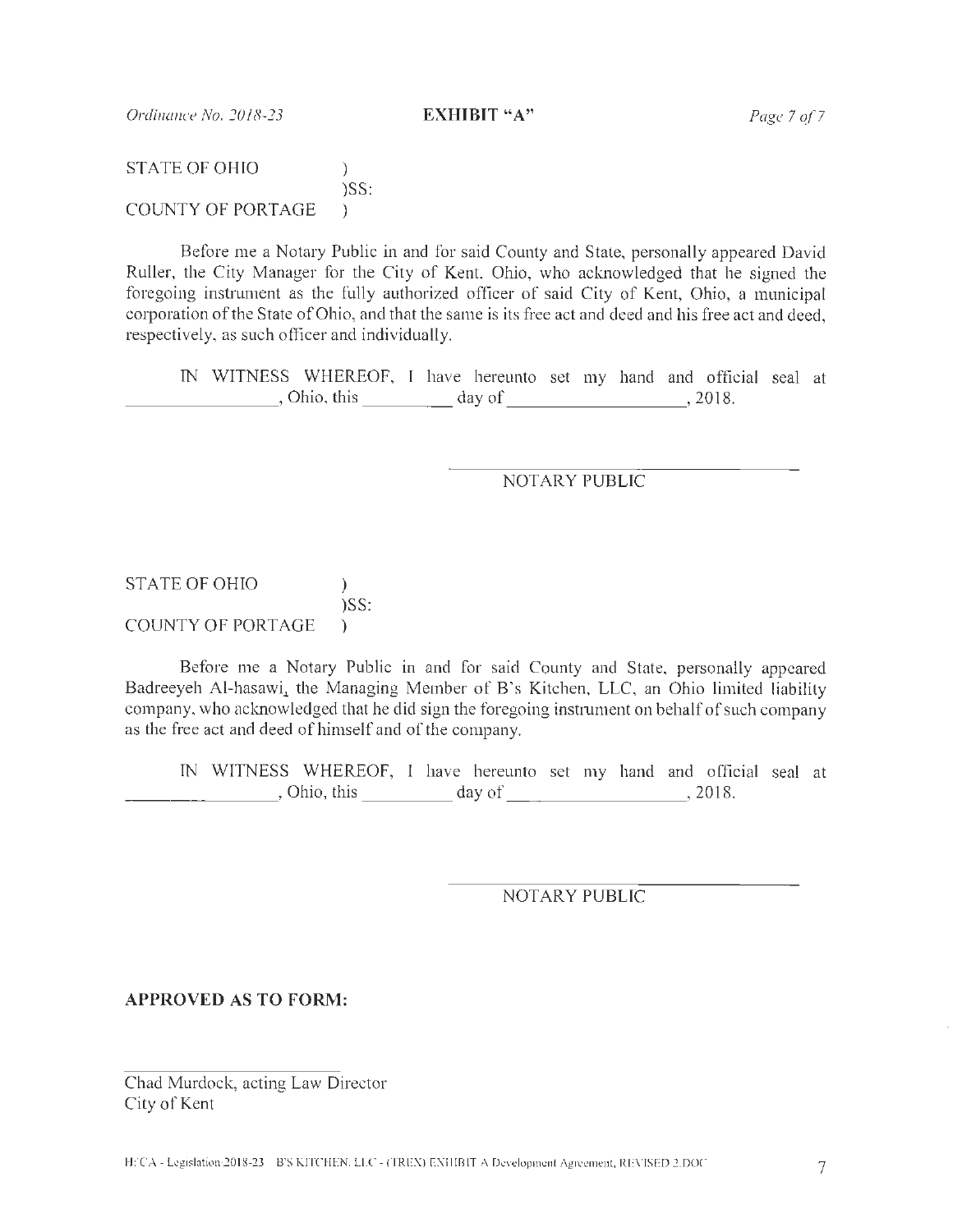STATE OF OHIO )
)SS:
COUNTY OF PORTAGE )

Before me a Notary Public in and for said County and State, personally appeared David Ruller, the City Manager for the City of Kent, Ohio, who acknowledged that he signed the foregoing instrument as the fully authorized officer of said City of Kent, Ohio, a municipal corporation of the State of Ohio, and that the same is its free act and deed and his free act and deed, respectively, as such officer and individually.

IN WITNESS WHEREOF, I have hereunto set my hand and official seal at ________________, Ohio, this ________ day of __________________, 2018.

______________________________
NOTARY PUBLIC

STATE OF OHIO )
)SS:
COUNTY OF PORTAGE )

Before me a Notary Public in and for said County and State, personally appeared Badreeyeh Al-hasawi, the Managing Member of B's Kitchen, LLC, an Ohio limited liability company, who acknowledged that he did sign the foregoing instrument on behalf of such company as the free act and deed of himself and of the company.

IN WITNESS WHEREOF, I have hereunto set my hand and official seal at ________________, Ohio, this ________ day of __________________, 2018.

______________________________
NOTARY PUBLIC

**APPROVED AS TO FORM:**

______________________________
Chad Murdock, acting Law Director
City of Kent

H:\CA - Legislation\2018-23 B'S KITCHEN, LLC - (TREX) EXHIBIT A Development Agreement, REVISED 2.DOC